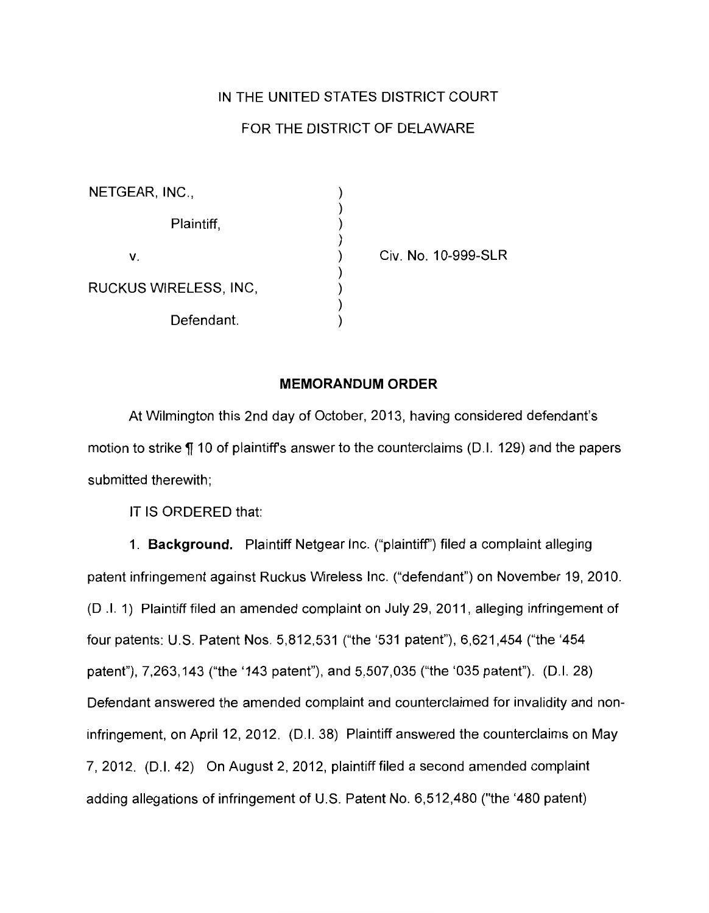IN THE UNITED STATES DISTRICT COURT

FOR THE DISTRICT OF DELAWARE

NETGEAR, INC.,

Plaintiff,

v.

RUCKUS WIRELESS, INC,

Defendant.

Civ. No. 10-999-SLR

**MEMORANDUM ORDER**

At Wilmington this 2nd day of October, 2013, having considered defendant's motion to strike ¶ 10 of plaintiff's answer to the counterclaims (D.I. 129) and the papers submitted therewith;

IT IS ORDERED that:

1. **Background.** Plaintiff Netgear Inc. ("plaintiff") filed a complaint alleging patent infringement against Ruckus Wireless Inc. ("defendant") on November 19, 2010. (D .I. 1) Plaintiff filed an amended complaint on July 29, 2011, alleging infringement of four patents: U.S. Patent Nos. 5,812,531 ("the '531 patent"), 6,621,454 ("the '454 patent"), 7,263,143 ("the '143 patent"), and 5,507,035 ("the '035 patent"). (D.I. 28) Defendant answered the amended complaint and counterclaimed for invalidity and non-infringement, on April 12, 2012. (D.I. 38) Plaintiff answered the counterclaims on May 7, 2012. (D.I. 42) On August 2, 2012, plaintiff filed a second amended complaint adding allegations of infringement of U.S. Patent No. 6,512,480 ("the '480 patent)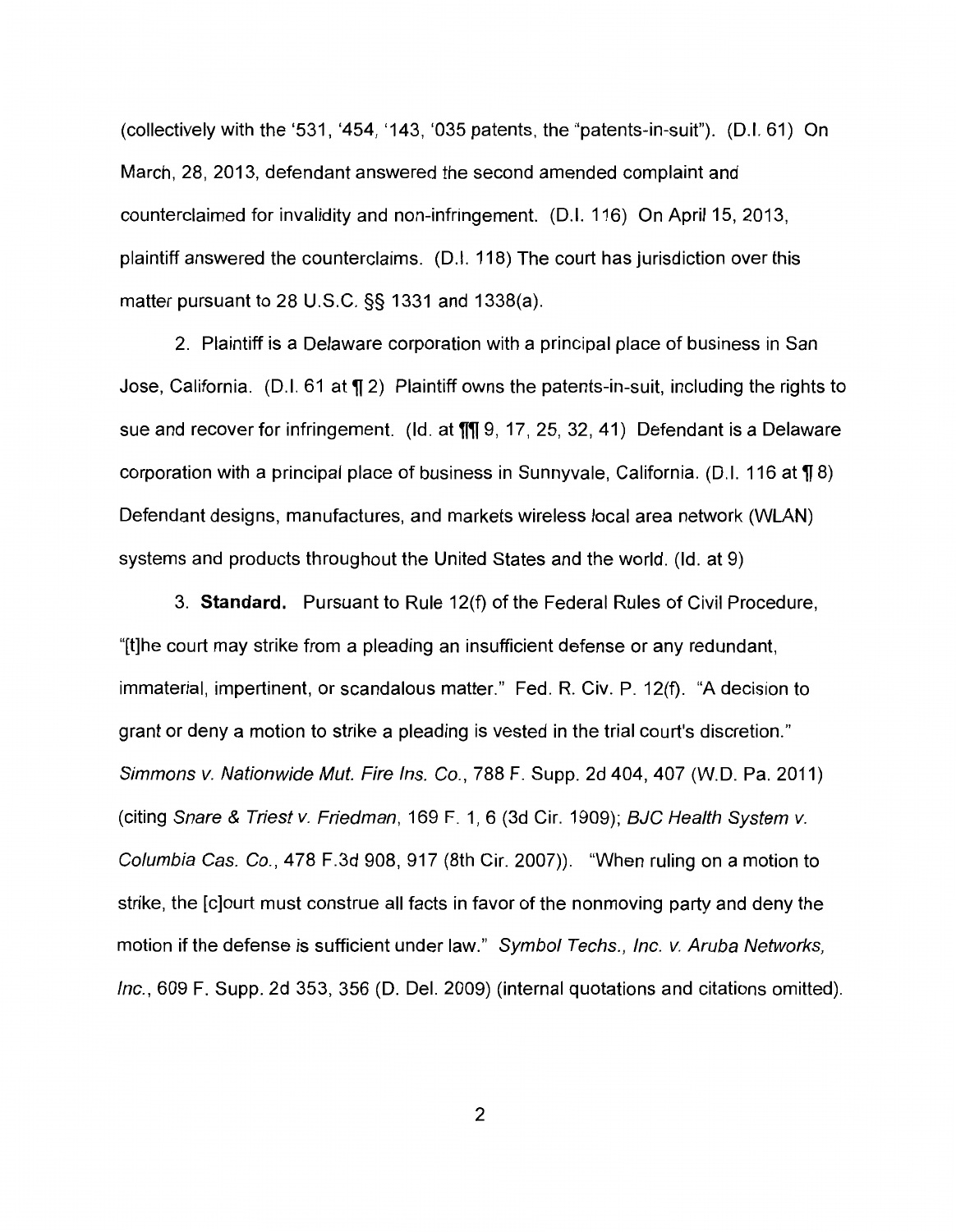(collectively with the '531, '454, '143, '035 patents, the "patents-in-suit"). (D.I. 61) On March, 28, 2013, defendant answered the second amended complaint and counterclaimed for invalidity and non-infringement. (D.I. 116) On April 15, 2013, plaintiff answered the counterclaims. (D.I. 118) The court has jurisdiction over this matter pursuant to 28 U.S.C. §§ 1331 and 1338(a).

2. Plaintiff is a Delaware corporation with a principal place of business in San Jose, California. (D.I. 61 at ¶ 2) Plaintiff owns the patents-in-suit, including the rights to sue and recover for infringement. (Id. at ¶¶ 9, 17, 25, 32, 41) Defendant is a Delaware corporation with a principal place of business in Sunnyvale, California. (D.I. 116 at ¶ 8) Defendant designs, manufactures, and markets wireless local area network (WLAN) systems and products throughout the United States and the world. (Id. at 9)

3. **Standard.** Pursuant to Rule 12(f) of the Federal Rules of Civil Procedure, "[t]he court may strike from a pleading an insufficient defense or any redundant, immaterial, impertinent, or scandalous matter." Fed. R. Civ. P. 12(f). "A decision to grant or deny a motion to strike a pleading is vested in the trial court's discretion." *Simmons v. Nationwide Mut. Fire Ins. Co.*, 788 F. Supp. 2d 404, 407 (W.D. Pa. 2011) (citing *Snare & Triest v. Friedman*, 169 F. 1, 6 (3d Cir. 1909); *BJC Health System v. Columbia Cas. Co.*, 478 F.3d 908, 917 (8th Cir. 2007)). "When ruling on a motion to strike, the [c]ourt must construe all facts in favor of the nonmoving party and deny the motion if the defense is sufficient under law." *Symbol Techs., Inc. v. Aruba Networks, Inc.*, 609 F. Supp. 2d 353, 356 (D. Del. 2009) (internal quotations and citations omitted).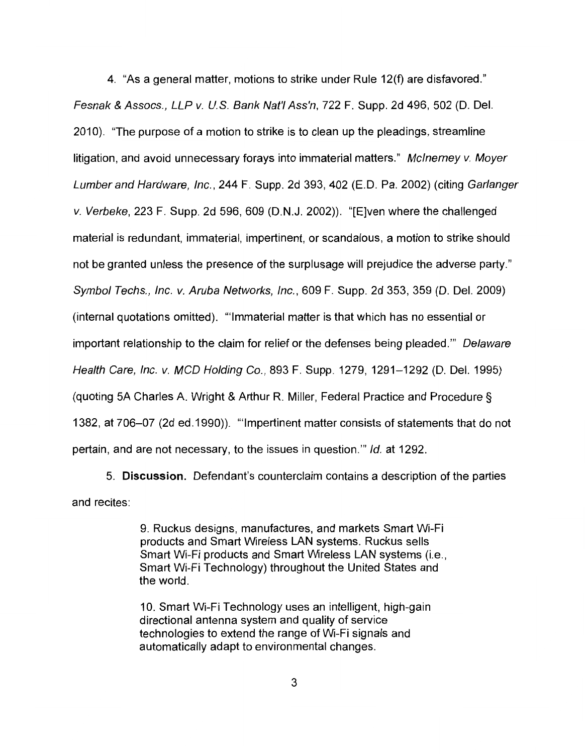4. "As a general matter, motions to strike under Rule 12(f) are disfavored." *Fesnak & Assocs., LLP v. U.S. Bank Nat'l Ass'n*, 722 F. Supp. 2d 496, 502 (D. Del. 2010). "The purpose of a motion to strike is to clean up the pleadings, streamline litigation, and avoid unnecessary forays into immaterial matters." *McInerney v. Moyer Lumber and Hardware, Inc.*, 244 F. Supp. 2d 393, 402 (E.D. Pa. 2002) (citing *Garlanger v. Verbeke*, 223 F. Supp. 2d 596, 609 (D.N.J. 2002)). "[E]ven where the challenged material is redundant, immaterial, impertinent, or scandalous, a motion to strike should not be granted unless the presence of the surplusage will prejudice the adverse party." *Symbol Techs., Inc. v. Aruba Networks, Inc.*, 609 F. Supp. 2d 353, 359 (D. Del. 2009) (internal quotations omitted). "'Immaterial matter is that which has no essential or important relationship to the claim for relief or the defenses being pleaded.'" *Delaware Health Care, Inc. v. MCD Holding Co.*, 893 F. Supp. 1279, 1291–1292 (D. Del. 1995) (quoting 5A Charles A. Wright & Arthur R. Miller, Federal Practice and Procedure § 1382, at 706–07 (2d ed.1990)). "'Impertinent matter consists of statements that do not pertain, and are not necessary, to the issues in question.'" *Id.* at 1292.

5. **Discussion.** Defendant's counterclaim contains a description of the parties and recites:

> 9. Ruckus designs, manufactures, and markets Smart Wi-Fi products and Smart Wireless LAN systems. Ruckus sells Smart Wi-Fi products and Smart Wireless LAN systems (i.e., Smart Wi-Fi Technology) throughout the United States and the world.
>
> 10. Smart Wi-Fi Technology uses an intelligent, high-gain directional antenna system and quality of service technologies to extend the range of Wi-Fi signals and automatically adapt to environmental changes.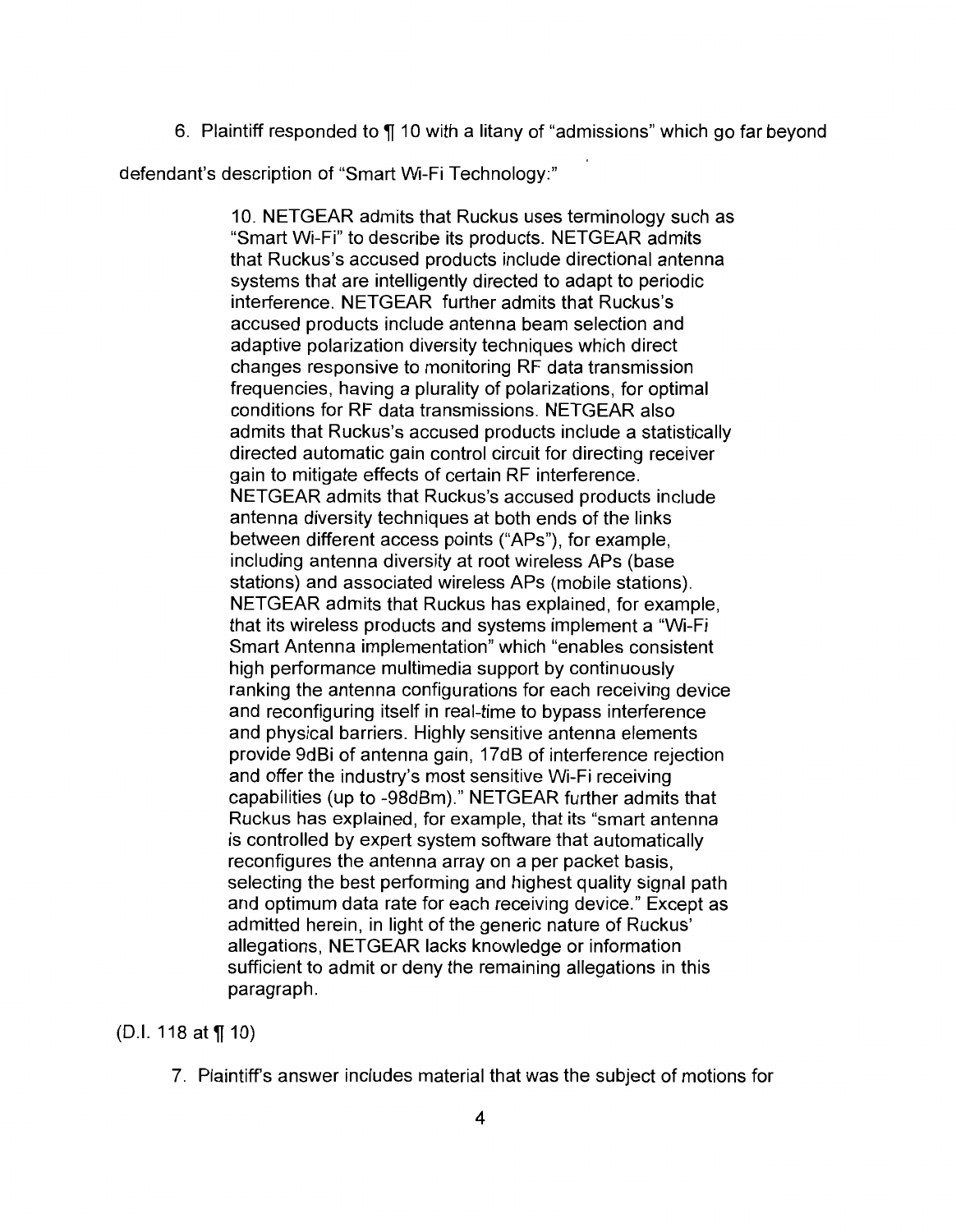6. Plaintiff responded to ¶ 10 with a litany of "admissions" which go far beyond defendant's description of "Smart Wi-Fi Technology:"

> 10. NETGEAR admits that Ruckus uses terminology such as "Smart Wi-Fi" to describe its products. NETGEAR admits that Ruckus's accused products include directional antenna systems that are intelligently directed to adapt to periodic interference. NETGEAR further admits that Ruckus's accused products include antenna beam selection and adaptive polarization diversity techniques which direct changes responsive to monitoring RF data transmission frequencies, having a plurality of polarizations, for optimal conditions for RF data transmissions. NETGEAR also admits that Ruckus's accused products include a statistically directed automatic gain control circuit for directing receiver gain to mitigate effects of certain RF interference. NETGEAR admits that Ruckus's accused products include antenna diversity techniques at both ends of the links between different access points ("APs"), for example, including antenna diversity at root wireless APs (base stations) and associated wireless APs (mobile stations). NETGEAR admits that Ruckus has explained, for example, that its wireless products and systems implement a "Wi-Fi Smart Antenna implementation" which "enables consistent high performance multimedia support by continuously ranking the antenna configurations for each receiving device and reconfiguring itself in real-time to bypass interference and physical barriers. Highly sensitive antenna elements provide 9dBi of antenna gain, 17dB of interference rejection and offer the industry's most sensitive Wi-Fi receiving capabilities (up to -98dBm)." NETGEAR further admits that Ruckus has explained, for example, that its "smart antenna is controlled by expert system software that automatically reconfigures the antenna array on a per packet basis, selecting the best performing and highest quality signal path and optimum data rate for each receiving device." Except as admitted herein, in light of the generic nature of Ruckus' allegations, NETGEAR lacks knowledge or information sufficient to admit or deny the remaining allegations in this paragraph.

(D.I. 118 at ¶ 10)

7. Plaintiff's answer includes material that was the subject of motions for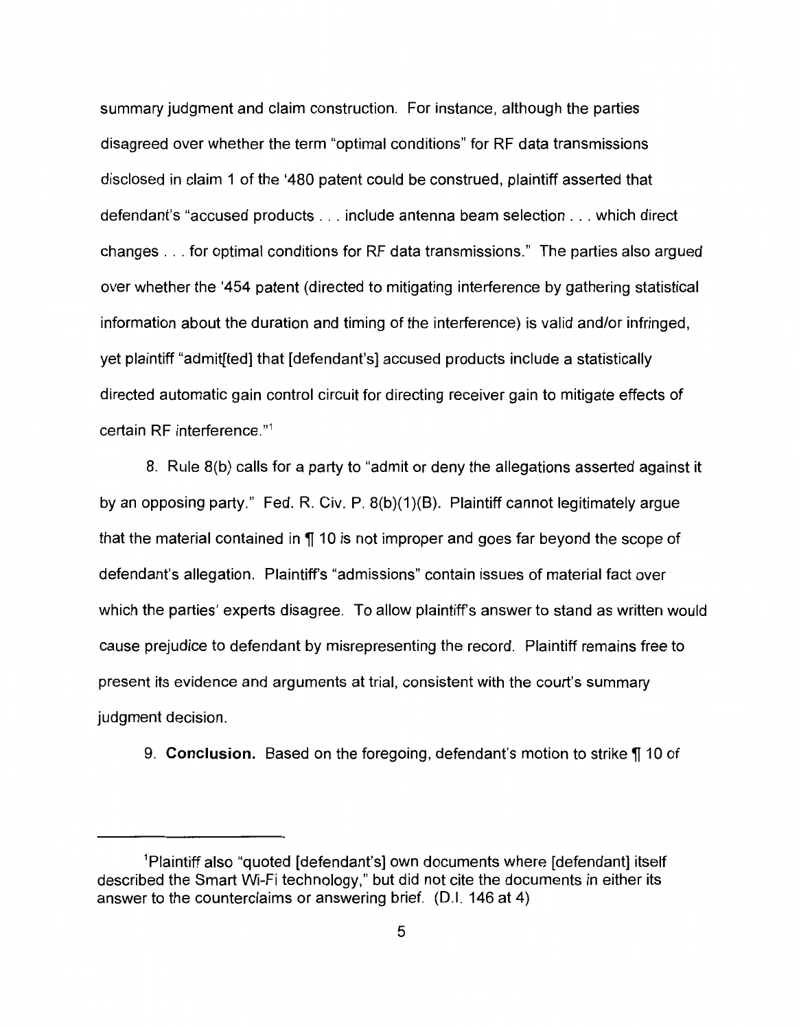summary judgment and claim construction. For instance, although the parties disagreed over whether the term "optimal conditions" for RF data transmissions disclosed in claim 1 of the '480 patent could be construed, plaintiff asserted that defendant's "accused products . . . include antenna beam selection . . . which direct changes . . . for optimal conditions for RF data transmissions." The parties also argued over whether the '454 patent (directed to mitigating interference by gathering statistical information about the duration and timing of the interference) is valid and/or infringed, yet plaintiff "admit[ted] that [defendant's] accused products include a statistically directed automatic gain control circuit for directing receiver gain to mitigate effects of certain RF interference."[1]

8. Rule 8(b) calls for a party to "admit or deny the allegations asserted against it by an opposing party." Fed. R. Civ. P. 8(b)(1)(B). Plaintiff cannot legitimately argue that the material contained in ¶ 10 is not improper and goes far beyond the scope of defendant's allegation. Plaintiff's "admissions" contain issues of material fact over which the parties' experts disagree. To allow plaintiff's answer to stand as written would cause prejudice to defendant by misrepresenting the record. Plaintiff remains free to present its evidence and arguments at trial, consistent with the court's summary judgment decision.

9. **Conclusion.** Based on the foregoing, defendant's motion to strike ¶ 10 of

---

[1]Plaintiff also "quoted [defendant's] own documents where [defendant] itself described the Smart Wi-Fi technology," but did not cite the documents in either its answer to the counterclaims or answering brief. (D.I. 146 at 4)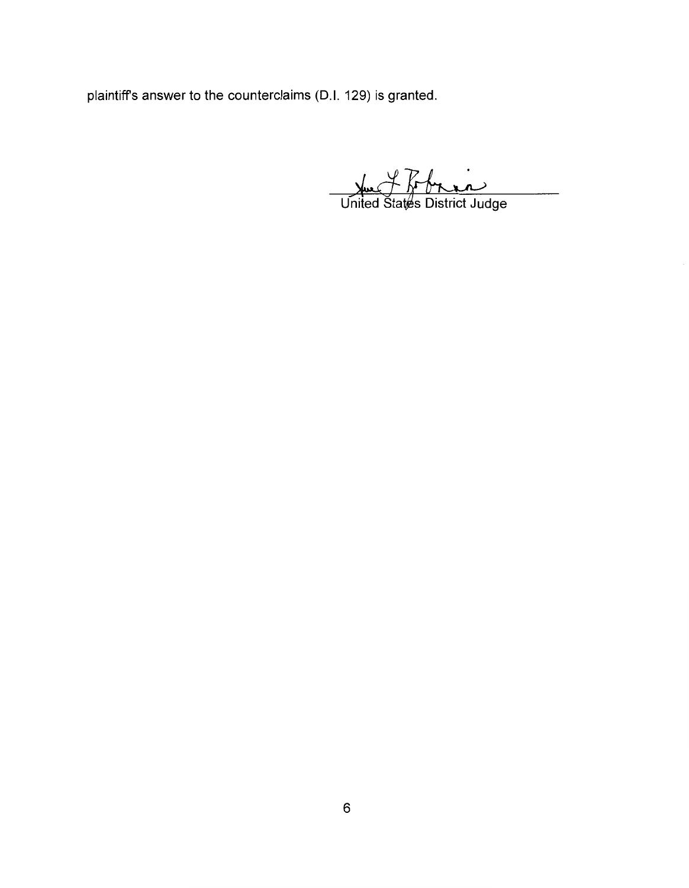plaintiff's answer to the counterclaims (D.I. 129) is granted.

United States District Judge